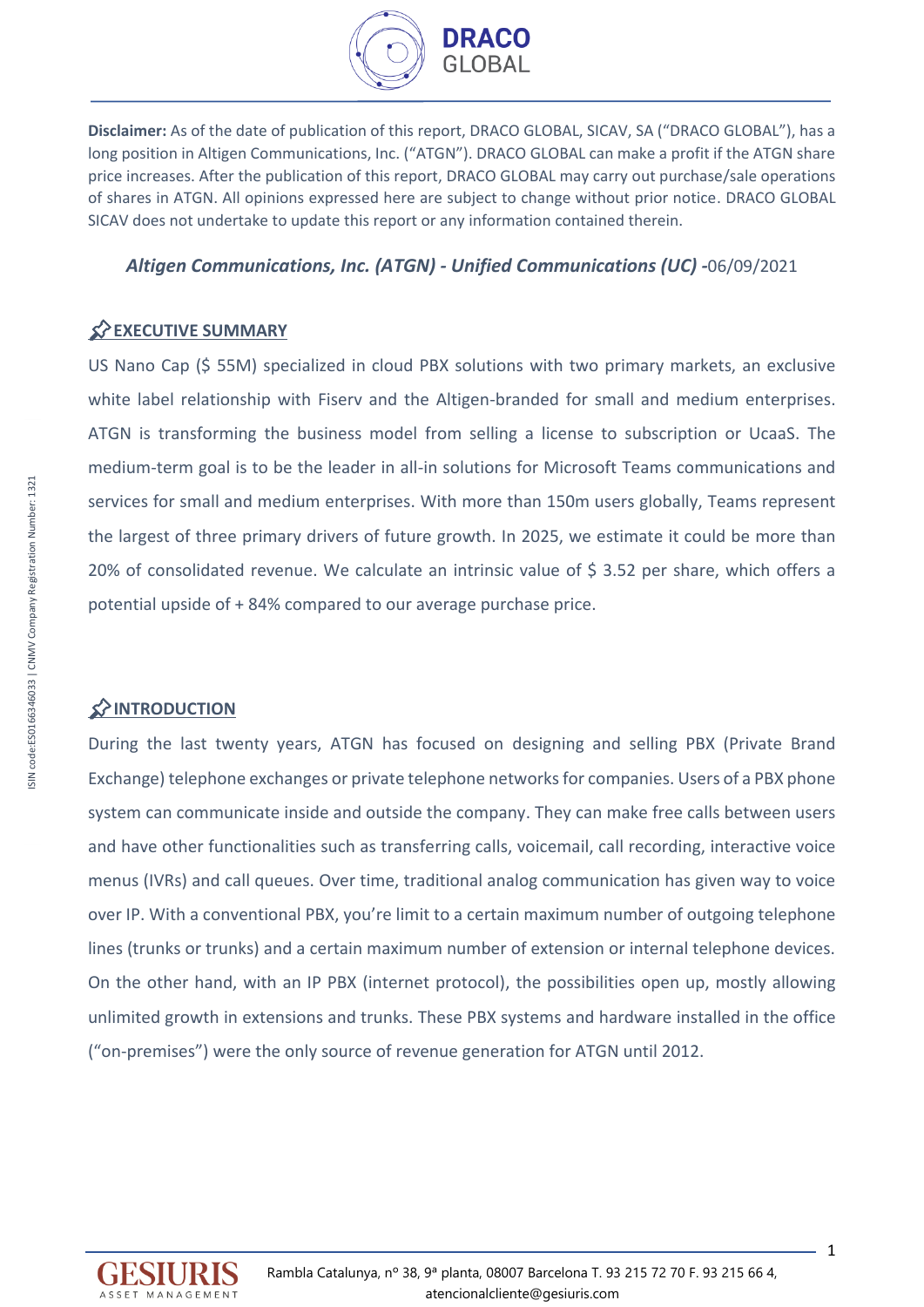**Disclaimer:** As of the date of publication of this report, DRACO GLOBAL, SICAV, SA ("DRACO GLOBAL"), has a long position in Altigen Communications, Inc. ("ATGN"). DRACO GLOBAL can make a profit if the ATGN share price increases. After the publication of this report, DRACO GLOBAL may carry out purchase/sale operations of shares in ATGN. All opinions expressed here are subject to change without prior notice. DRACO GLOBAL SICAV does not undertake to update this report or any information contained therein.

***Altigen Communications, Inc. (ATGN) - Unified Communications (UC) -***06/09/2021

## EXECUTIVE SUMMARY

US Nano Cap ($ 55M) specialized in cloud PBX solutions with two primary markets, an exclusive white label relationship with Fiserv and the Altigen-branded for small and medium enterprises. ATGN is transforming the business model from selling a license to subscription or UcaaS. The medium-term goal is to be the leader in all-in solutions for Microsoft Teams communications and services for small and medium enterprises. With more than 150m users globally, Teams represent the largest of three primary drivers of future growth. In 2025, we estimate it could be more than 20% of consolidated revenue. We calculate an intrinsic value of $ 3.52 per share, which offers a potential upside of + 84% compared to our average purchase price.

## INTRODUCTION

During the last twenty years, ATGN has focused on designing and selling PBX (Private Brand Exchange) telephone exchanges or private telephone networks for companies. Users of a PBX phone system can communicate inside and outside the company. They can make free calls between users and have other functionalities such as transferring calls, voicemail, call recording, interactive voice menus (IVRs) and call queues. Over time, traditional analog communication has given way to voice over IP. With a conventional PBX, you're limit to a certain maximum number of outgoing telephone lines (trunks or trunks) and a certain maximum number of extension or internal telephone devices. On the other hand, with an IP PBX (internet protocol), the possibilities open up, mostly allowing unlimited growth in extensions and trunks. These PBX systems and hardware installed in the office ("on-premises") were the only source of revenue generation for ATGN until 2012.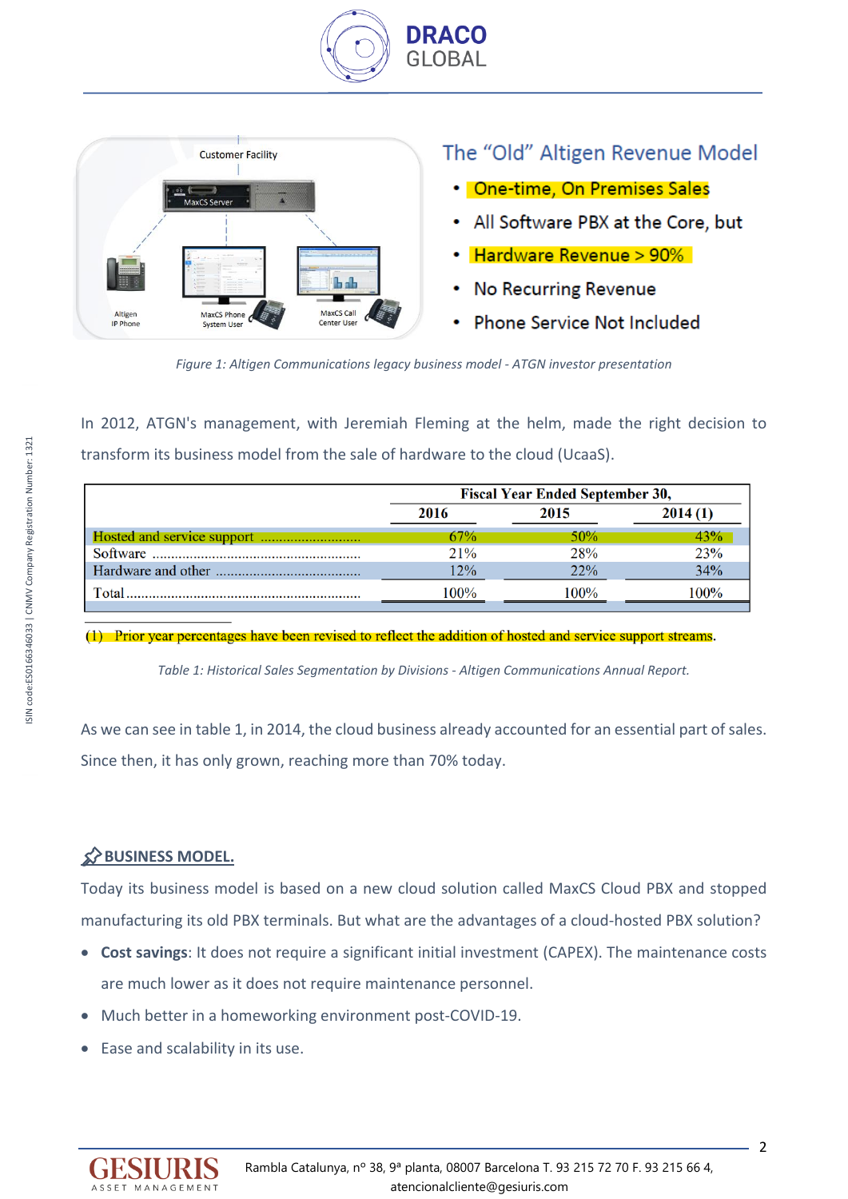The "Old" Altigen Revenue Model

- One-time, On Premises Sales
- All Software PBX at the Core, but
- Hardware Revenue > 90%
- No Recurring Revenue
- Phone Service Not Included

*Figure 1: Altigen Communications legacy business model - ATGN investor presentation*

In 2012, ATGN's management, with Jeremiah Fleming at the helm, made the right decision to transform its business model from the sale of hardware to the cloud (UcaaS).

| | Fiscal Year Ended September 30, | | |
|---|---|---|---|
| | 2016 | 2015 | 2014 (1) |
| Hosted and service support | 67% | 50% | 43% |
| Software | 21% | 28% | 23% |
| Hardware and other | 12% | 22% | 34% |
| Total | 100% | 100% | 100% |

(1) Prior year percentages have been revised to reflect the addition of hosted and service support streams.

*Table 1: Historical Sales Segmentation by Divisions - Altigen Communications Annual Report.*

As we can see in table 1, in 2014, the cloud business already accounted for an essential part of sales. Since then, it has only grown, reaching more than 70% today.

## BUSINESS MODEL.

Today its business model is based on a new cloud solution called MaxCS Cloud PBX and stopped manufacturing its old PBX terminals. But what are the advantages of a cloud-hosted PBX solution?

- **Cost savings**: It does not require a significant initial investment (CAPEX). The maintenance costs are much lower as it does not require maintenance personnel.
- Much better in a homeworking environment post-COVID-19.
- Ease and scalability in its use.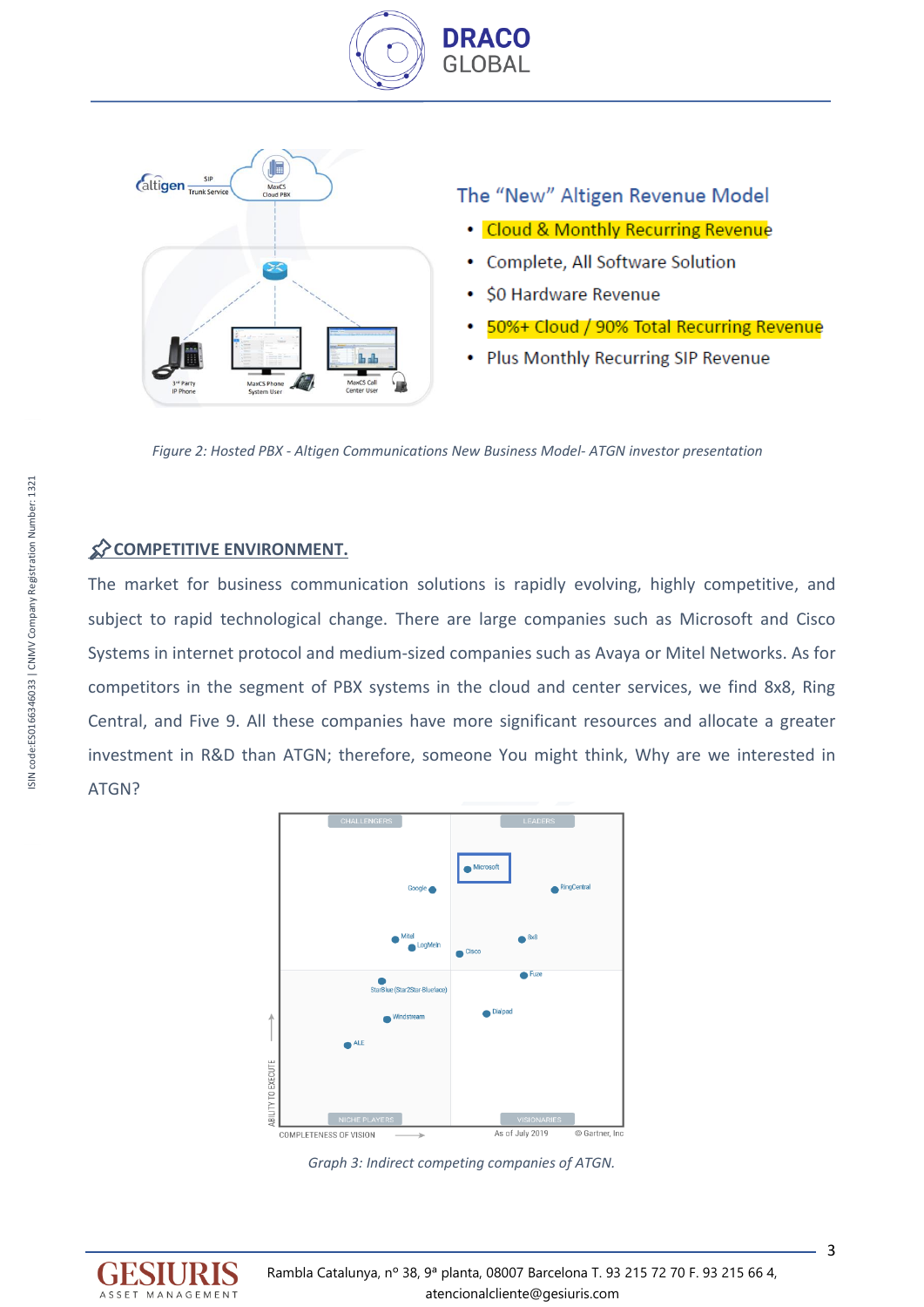Figure 2: Hosted PBX - Altigen Communications New Business Model- ATGN investor presentation

## COMPETITIVE ENVIRONMENT.

The market for business communication solutions is rapidly evolving, highly competitive, and subject to rapid technological change. There are large companies such as Microsoft and Cisco Systems in internet protocol and medium-sized companies such as Avaya or Mitel Networks. As for competitors in the segment of PBX systems in the cloud and center services, we find 8x8, Ring Central, and Five 9. All these companies have more significant resources and allocate a greater investment in R&D than ATGN; therefore, someone You might think, Why are we interested in ATGN?

Graph 3: Indirect competing companies of ATGN.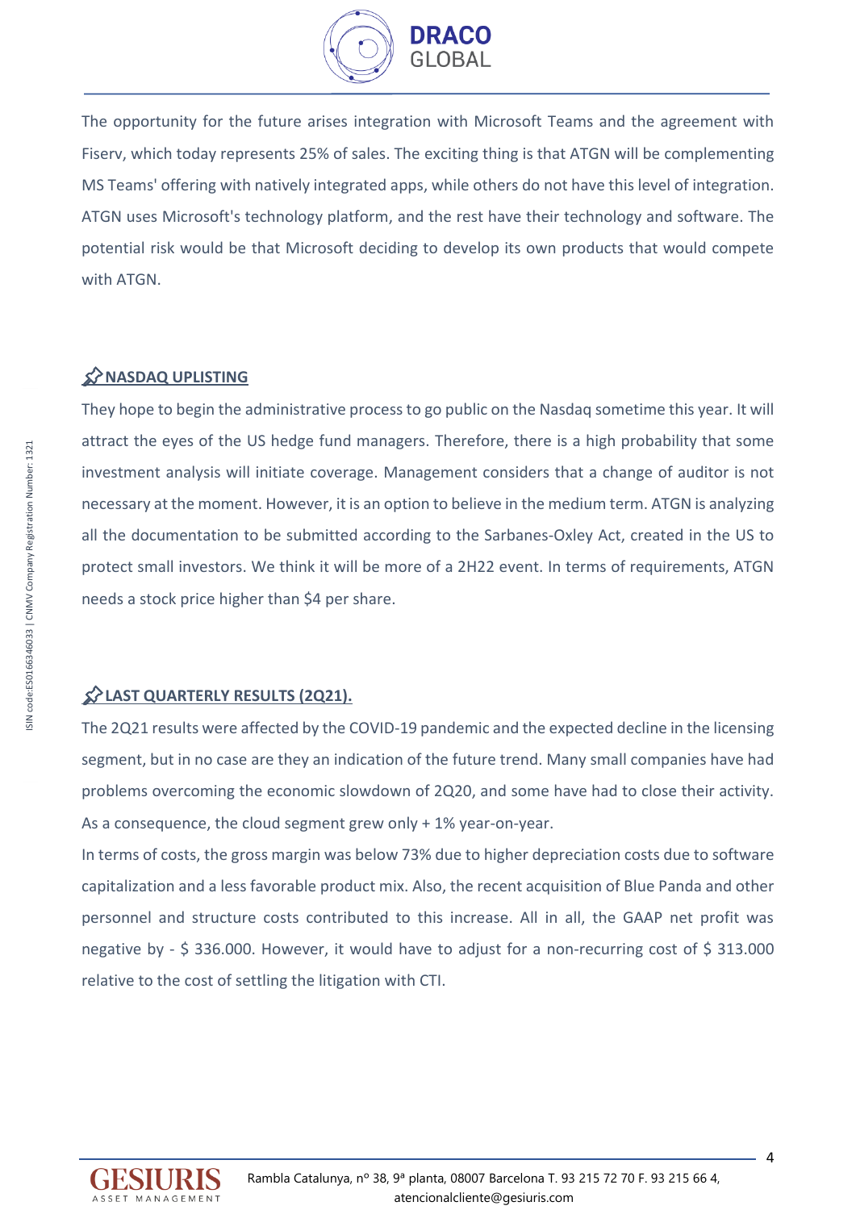The opportunity for the future arises integration with Microsoft Teams and the agreement with Fiserv, which today represents 25% of sales. The exciting thing is that ATGN will be complementing MS Teams' offering with natively integrated apps, while others do not have this level of integration. ATGN uses Microsoft's technology platform, and the rest have their technology and software. The potential risk would be that Microsoft deciding to develop its own products that would compete with ATGN.

## NASDAQ UPLISTING

They hope to begin the administrative process to go public on the Nasdaq sometime this year. It will attract the eyes of the US hedge fund managers. Therefore, there is a high probability that some investment analysis will initiate coverage. Management considers that a change of auditor is not necessary at the moment. However, it is an option to believe in the medium term. ATGN is analyzing all the documentation to be submitted according to the Sarbanes-Oxley Act, created in the US to protect small investors. We think it will be more of a 2H22 event. In terms of requirements, ATGN needs a stock price higher than $4 per share.

## LAST QUARTERLY RESULTS (2Q21).

The 2Q21 results were affected by the COVID-19 pandemic and the expected decline in the licensing segment, but in no case are they an indication of the future trend. Many small companies have had problems overcoming the economic slowdown of 2Q20, and some have had to close their activity. As a consequence, the cloud segment grew only + 1% year-on-year.

In terms of costs, the gross margin was below 73% due to higher depreciation costs due to software capitalization and a less favorable product mix. Also, the recent acquisition of Blue Panda and other personnel and structure costs contributed to this increase. All in all, the GAAP net profit was negative by - $ 336.000. However, it would have to adjust for a non-recurring cost of $ 313.000 relative to the cost of settling the litigation with CTI.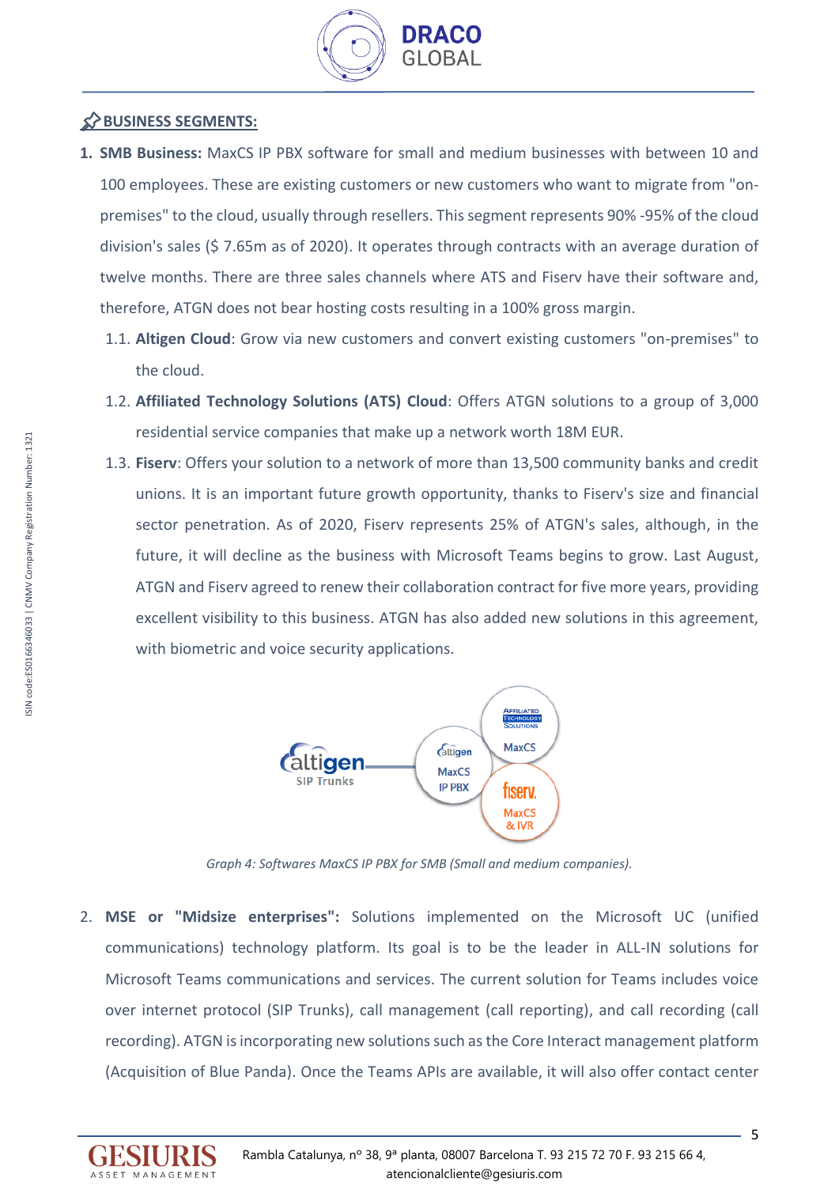## BUSINESS SEGMENTS:

1. **SMB Business:** MaxCS IP PBX software for small and medium businesses with between 10 and 100 employees. These are existing customers or new customers who want to migrate from "on-premises" to the cloud, usually through resellers. This segment represents 90% -95% of the cloud division's sales ($ 7.65m as of 2020). It operates through contracts with an average duration of twelve months. There are three sales channels where ATS and Fiserv have their software and, therefore, ATGN does not bear hosting costs resulting in a 100% gross margin.
   1.1. **Altigen Cloud**: Grow via new customers and convert existing customers "on-premises" to the cloud.
   1.2. **Affiliated Technology Solutions (ATS) Cloud**: Offers ATGN solutions to a group of 3,000 residential service companies that make up a network worth 18M EUR.
   1.3. **Fiserv**: Offers your solution to a network of more than 13,500 community banks and credit unions. It is an important future growth opportunity, thanks to Fiserv's size and financial sector penetration. As of 2020, Fiserv represents 25% of ATGN's sales, although, in the future, it will decline as the business with Microsoft Teams begins to grow. Last August, ATGN and Fiserv agreed to renew their collaboration contract for five more years, providing excellent visibility to this business. ATGN has also added new solutions in this agreement, with biometric and voice security applications.

*Graph 4: Softwares MaxCS IP PBX for SMB (Small and medium companies).*

2. **MSE or "Midsize enterprises":** Solutions implemented on the Microsoft UC (unified communications) technology platform. Its goal is to be the leader in ALL-IN solutions for Microsoft Teams communications and services. The current solution for Teams includes voice over internet protocol (SIP Trunks), call management (call reporting), and call recording (call recording). ATGN is incorporating new solutions such as the Core Interact management platform (Acquisition of Blue Panda). Once the Teams APIs are available, it will also offer contact center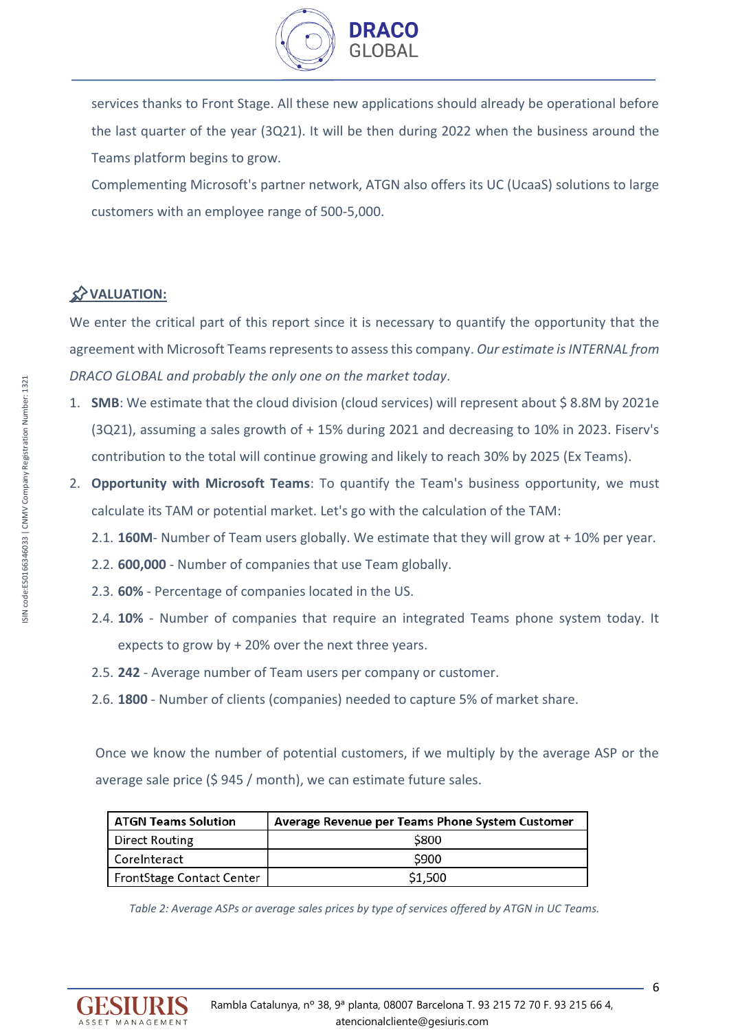services thanks to Front Stage. All these new applications should already be operational before the last quarter of the year (3Q21). It will be then during 2022 when the business around the Teams platform begins to grow.

Complementing Microsoft's partner network, ATGN also offers its UC (UcaaS) solutions to large customers with an employee range of 500-5,000.

## VALUATION:

We enter the critical part of this report since it is necessary to quantify the opportunity that the agreement with Microsoft Teams represents to assess this company. *Our estimate is INTERNAL from DRACO GLOBAL and probably the only one on the market today*.

1. **SMB**: We estimate that the cloud division (cloud services) will represent about $ 8.8M by 2021e (3Q21), assuming a sales growth of + 15% during 2021 and decreasing to 10% in 2023. Fiserv's contribution to the total will continue growing and likely to reach 30% by 2025 (Ex Teams).
2. **Opportunity with Microsoft Teams**: To quantify the Team's business opportunity, we must calculate its TAM or potential market. Let's go with the calculation of the TAM:
   - 2.1. **160M**- Number of Team users globally. We estimate that they will grow at + 10% per year.
   - 2.2. **600,000** - Number of companies that use Team globally.
   - 2.3. **60%** - Percentage of companies located in the US.
   - 2.4. **10%** - Number of companies that require an integrated Teams phone system today. It expects to grow by + 20% over the next three years.
   - 2.5. **242** - Average number of Team users per company or customer.
   - 2.6. **1800** - Number of clients (companies) needed to capture 5% of market share.

Once we know the number of potential customers, if we multiply by the average ASP or the average sale price ($ 945 / month), we can estimate future sales.

| ATGN Teams Solution | Average Revenue per Teams Phone System Customer |
|---|---|
| Direct Routing | $800 |
| CoreInteract | $900 |
| FrontStage Contact Center | $1,500 |

*Table 2: Average ASPs or average sales prices by type of services offered by ATGN in UC Teams.*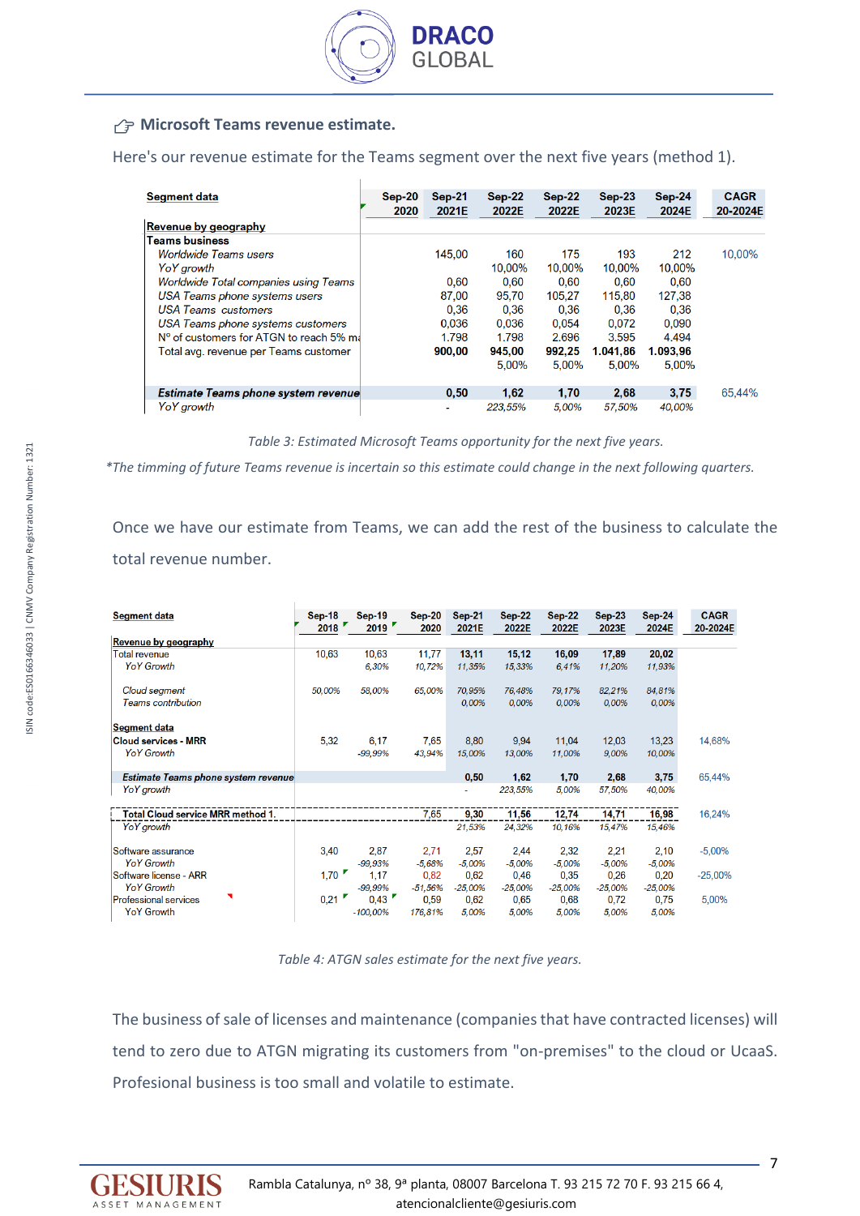## Microsoft Teams revenue estimate.

Here's our revenue estimate for the Teams segment over the next five years (method 1).

| Segment data | Sep-20 2020 | Sep-21 2021E | Sep-22 2022E | Sep-22 2022E | Sep-23 2023E | Sep-24 2024E | CAGR 20-2024E |
|---|---|---|---|---|---|---|---|
| **Revenue by geography** | | | | | | | |
| **Teams business** | | | | | | | |
| *Worldwide Teams users* | | 145,00 | 160 | 175 | 193 | 212 | 10,00% |
| *YoY growth* | | | 10,00% | 10,00% | 10,00% | 10,00% | |
| *Worldwide Total companies using Teams* | | 0,60 | 0,60 | 0,60 | 0,60 | 0,60 | |
| *USA Teams phone systems users* | | 87,00 | 95,70 | 105,27 | 115,80 | 127,38 | |
| *USA Teams customers* | | 0,36 | 0,36 | 0,36 | 0,36 | 0,36 | |
| *USA Teams phone systems customers* | | 0,036 | 0,036 | 0,054 | 0,072 | 0,090 | |
| Nº of customers for ATGN to reach 5% ma | | 1.798 | 1.798 | 2.696 | 3.595 | 4.494 | |
| Total avg. revenue per Teams customer | | **900,00** | **945,00** | **992,25** | **1.041,86** | **1.093,96** | |
| | | | 5,00% | 5,00% | 5,00% | 5,00% | |
| ***Estimate Teams phone system revenue*** | | **0,50** | **1,62** | **1,70** | **2,68** | **3,75** | 65,44% |
| *YoY growth* | | - | *223,55%* | *5,00%* | *57,50%* | *40,00%* | |

*Table 3: Estimated Microsoft Teams opportunity for the next five years.*

*\*The timming of future Teams revenue is incertain so this estimate could change in the next following quarters.*

Once we have our estimate from Teams, we can add the rest of the business to calculate the total revenue number.

| Segment data | Sep-18 2018 | Sep-19 2019 | Sep-20 2020 | Sep-21 2021E | Sep-22 2022E | Sep-22 2022E | Sep-23 2023E | Sep-24 2024E | CAGR 20-2024E |
|---|---|---|---|---|---|---|---|---|---|
| **Revenue by geography** | | | | | | | | | |
| Total revenue | 10,63 | 10,63 | 11,77 | **13,11** | **15,12** | **16,09** | **17,89** | **20,02** | |
| *YoY Growth* | | *6,30%* | *10,72%* | *11,35%* | *15,33%* | *6,41%* | *11,20%* | *11,93%* | |
| *Cloud segment* | *50,00%* | *58,00%* | *65,00%* | *70,95%* | *76,48%* | *79,17%* | *82,21%* | *84,81%* | |
| *Teams contribution* | | | | *0,00%* | *0,00%* | *0,00%* | *0,00%* | *0,00%* | |
| **Segment data** | | | | | | | | | |
| **Cloud services - MRR** | 5,32 | 6,17 | 7,65 | 8,80 | 9,94 | 11,04 | 12,03 | 13,23 | 14,68% |
| *YoY Growth* | | *-99,99%* | *43,94%* | *15,00%* | *13,00%* | *11,00%* | *9,00%* | *10,00%* | |
| ***Estimate Teams phone system revenue*** | | | | **0,50** | **1,62** | **1,70** | **2,68** | **3,75** | 65,44% |
| *YoY growth* | | | | - | *223,55%* | *5,00%* | *57,50%* | *40,00%* | |
| **Total Cloud service MRR method 1.** | | | **7,65** | **9,30** | **11,56** | **12,74** | **14,71** | **16,98** | 16,24% |
| *YoY growth* | | | | *21,53%* | *24,32%* | *10,16%* | *15,47%* | *15,46%* | |
| Software assurance | 3,40 | 2,87 | 2,71 | 2,57 | 2,44 | 2,32 | 2,21 | 2,10 | -5,00% |
| *YoY Growth* | | *-99,93%* | *-5,68%* | *-5,00%* | *-5,00%* | *-5,00%* | *-5,00%* | *-5,00%* | |
| Software license - ARR | 1,70 | 1,17 | 0,82 | 0,62 | 0,46 | 0,35 | 0,26 | 0,20 | -25,00% |
| *YoY Growth* | | *-99,99%* | *-51,56%* | *-25,00%* | *-25,00%* | *-25,00%* | *-25,00%* | *-25,00%* | |
| Professional services | 0,21 | 0,43 | 0,59 | 0,62 | 0,65 | 0,68 | 0,72 | 0,75 | 5,00% |
| *YoY Growth* | | *-100,00%* | *176,81%* | *5,00%* | *5,00%* | *5,00%* | *5,00%* | *5,00%* | |

*Table 4: ATGN sales estimate for the next five years.*

The business of sale of licenses and maintenance (companies that have contracted licenses) will tend to zero due to ATGN migrating its customers from "on-premises" to the cloud or UcaaS. Profesional business is too small and volatile to estimate.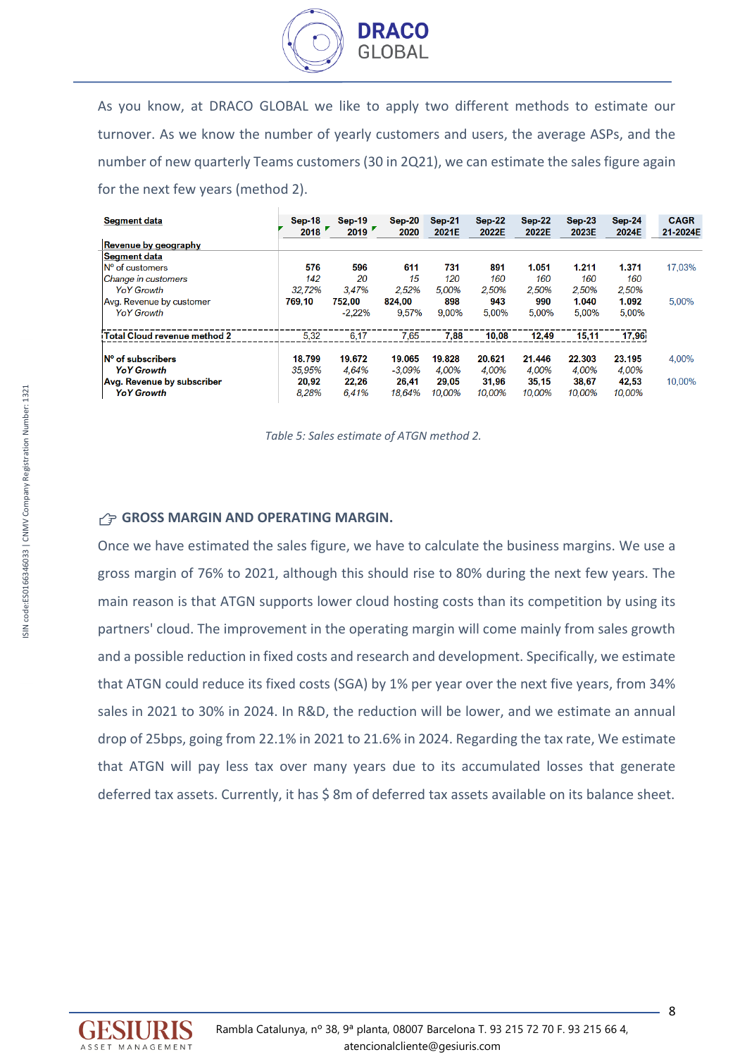As you know, at DRACO GLOBAL we like to apply two different methods to estimate our turnover. As we know the number of yearly customers and users, the average ASPs, and the number of new quarterly Teams customers (30 in 2Q21), we can estimate the sales figure again for the next few years (method 2).

| Segment data | Sep-18 2018 | Sep-19 2019 | Sep-20 2020 | Sep-21 2021E | Sep-22 2022E | Sep-22 2022E | Sep-23 2023E | Sep-24 2024E | CAGR 21-2024E |
|---|---|---|---|---|---|---|---|---|---|
| **Revenue by geography** | | | | | | | | | |
| **Segment data** | | | | | | | | | |
| Nº of customers | 576 | 596 | 611 | 731 | 891 | 1.051 | 1.211 | 1.371 | 17,03% |
| *Change in customers* | *142* | *20* | *15* | *120* | *160* | *160* | *160* | *160* | |
| *YoY Growth* | *32,72%* | *3,47%* | *2,52%* | *5,00%* | *2,50%* | *2,50%* | *2,50%* | *2,50%* | |
| Avg. Revenue by customer | 769,10 | 752,00 | 824,00 | 898 | 943 | 990 | 1.040 | 1.092 | 5,00% |
| *YoY Growth* | | -2,22% | 9,57% | 9,00% | 5,00% | 5,00% | 5,00% | 5,00% | |
| **Total Cloud revenue method 2** | 5,32 | 6,17 | 7,65 | 7,88 | 10,08 | 12,49 | 15,11 | 17,96 | |
| **Nº of subscribers** | 18.799 | 19.672 | 19.065 | 19.828 | 20.621 | 21.446 | 22.303 | 23.195 | 4,00% |
| ***YoY Growth*** | *35,95%* | *4,64%* | *-3,09%* | *4,00%* | *4,00%* | *4,00%* | *4,00%* | *4,00%* | |
| **Avg. Revenue by subscriber** | 20,92 | 22,26 | 26,41 | 29,05 | 31,96 | 35,15 | 38,67 | 42,53 | 10,00% |
| ***YoY Growth*** | *8,28%* | *6,41%* | *18,64%* | *10,00%* | *10,00%* | *10,00%* | *10,00%* | *10,00%* | |

*Table 5: Sales estimate of ATGN method 2.*

### GROSS MARGIN AND OPERATING MARGIN.

Once we have estimated the sales figure, we have to calculate the business margins. We use a gross margin of 76% to 2021, although this should rise to 80% during the next few years. The main reason is that ATGN supports lower cloud hosting costs than its competition by using its partners' cloud. The improvement in the operating margin will come mainly from sales growth and a possible reduction in fixed costs and research and development. Specifically, we estimate that ATGN could reduce its fixed costs (SGA) by 1% per year over the next five years, from 34% sales in 2021 to 30% in 2024. In R&D, the reduction will be lower, and we estimate an annual drop of 25bps, going from 22.1% in 2021 to 21.6% in 2024. Regarding the tax rate, We estimate that ATGN will pay less tax over many years due to its accumulated losses that generate deferred tax assets. Currently, it has $ 8m of deferred tax assets available on its balance sheet.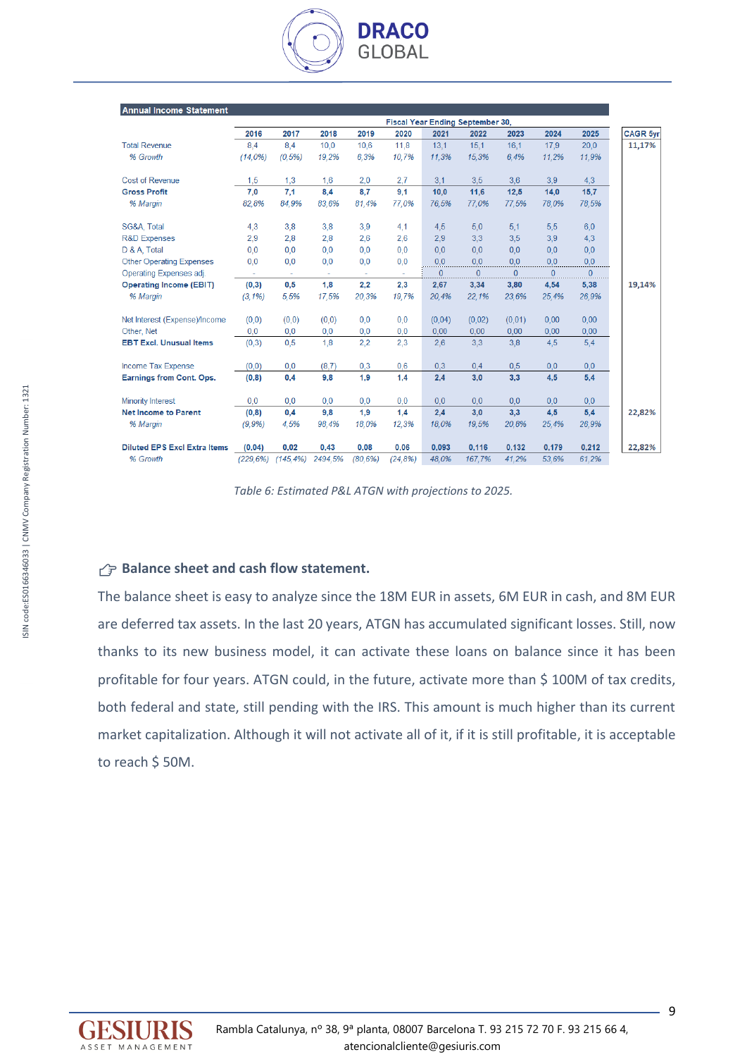**Annual Income Statement**

| | Fiscal Year Ending September 30, | | | | | | | | | | |
|---|---|---|---|---|---|---|---|---|---|---|---|
| | 2016 | 2017 | 2018 | 2019 | 2020 | 2021 | 2022 | 2023 | 2024 | 2025 | CAGR 5yr |
| Total Revenue | 8,4 | 8,4 | 10,0 | 10,6 | 11,8 | 13,1 | 15,1 | 16,1 | 17,9 | 20,0 | 11,17% |
| *% Growth* | *(14,0%)* | *(0,5%)* | *19,2%* | *6,3%* | *10,7%* | *11,3%* | *15,3%* | *6,4%* | *11,2%* | *11,9%* | |
| Cost of Revenue | 1,5 | 1,3 | 1,6 | 2,0 | 2,7 | 3,1 | 3,5 | 3,6 | 3,9 | 4,3 | |
| **Gross Profit** | **7,0** | **7,1** | **8,4** | **8,7** | **9,1** | **10,0** | **11,6** | **12,5** | **14,0** | **15,7** | |
| *% Margin* | *82,8%* | *84,9%* | *83,6%* | *81,4%* | *77,0%* | *76,5%* | *77,0%* | *77,5%* | *78,0%* | *78,5%* | |
| SG&A, Total | 4,3 | 3,8 | 3,8 | 3,9 | 4,1 | 4,5 | 5,0 | 5,1 | 5,5 | 6,0 | |
| R&D Expenses | 2,9 | 2,8 | 2,8 | 2,6 | 2,6 | 2,9 | 3,3 | 3,5 | 3,9 | 4,3 | |
| D & A, Total | 0,0 | 0,0 | 0,0 | 0,0 | 0,0 | 0,0 | 0,0 | 0,0 | 0,0 | 0,0 | |
| Other Operating Expenses | 0,0 | 0,0 | 0,0 | 0,0 | 0,0 | 0,0 | 0,0 | 0,0 | 0,0 | 0,0 | |
| Operating Expenses adj. | - | - | - | - | - | 0 | 0 | 0 | 0 | 0 | |
| **Operating Income (EBIT)** | **(0,3)** | **0,5** | **1,8** | **2,2** | **2,3** | **2,67** | **3,34** | **3,80** | **4,54** | **5,38** | **19,14%** |
| *% Margin* | *(3,1%)* | *5,5%* | *17,5%* | *20,3%* | *19,7%* | *20,4%* | *22,1%* | *23,6%* | *25,4%* | *26,9%* | |
| Net Interest (Expense)/Income | (0,0) | (0,0) | (0,0) | 0,0 | 0,0 | (0,04) | (0,02) | (0,01) | 0,00 | 0,00 | |
| Other, Net | 0,0 | 0,0 | 0,0 | 0,0 | 0,0 | 0,00 | 0,00 | 0,00 | 0,00 | 0,00 | |
| **EBT Excl. Unusual Items** | (0,3) | 0,5 | 1,8 | 2,2 | 2,3 | 2,6 | 3,3 | 3,8 | 4,5 | 5,4 | |
| Income Tax Expense | (0,0) | 0,0 | (8,7) | 0,3 | 0,6 | 0,3 | 0,4 | 0,5 | 0,0 | 0,0 | |
| **Earnings from Cont. Ops.** | **(0,8)** | **0,4** | **9,8** | **1,9** | **1,4** | **2,4** | **3,0** | **3,3** | **4,5** | **5,4** | |
| Minority Interest | 0,0 | 0,0 | 0,0 | 0,0 | 0,0 | 0,0 | 0,0 | 0,0 | 0,0 | 0,0 | |
| **Net Income to Parent** | **(0,8)** | **0,4** | **9,8** | **1,9** | **1,4** | **2,4** | **3,0** | **3,3** | **4,5** | **5,4** | **22,82%** |
| *% Margin* | *(9,9%)* | *4,5%* | *98,4%* | *18,0%* | *12,3%* | *18,0%* | *19,5%* | *20,8%* | *25,4%* | *26,9%* | |
| **Diluted EPS Excl Extra Items** | **(0,04)** | **0,02** | **0,43** | **0,08** | **0,06** | **0,093** | **0,116** | **0,132** | **0,179** | **0,212** | **22,82%** |
| *% Growth* | *(229,6%)* | *(145,4%)* | *2494,5%* | *(80,6%)* | *(24,8%)* | *48,0%* | *167,7%* | *41,2%* | *53,6%* | *61,2%* | |

*Table 6: Estimated P&L ATGN with projections to 2025.*

## Balance sheet and cash flow statement.

The balance sheet is easy to analyze since the 18M EUR in assets, 6M EUR in cash, and 8M EUR are deferred tax assets. In the last 20 years, ATGN has accumulated significant losses. Still, now thanks to its new business model, it can activate these loans on balance since it has been profitable for four years. ATGN could, in the future, activate more than $ 100M of tax credits, both federal and state, still pending with the IRS. This amount is much higher than its current market capitalization. Although it will not activate all of it, if it is still profitable, it is acceptable to reach $ 50M.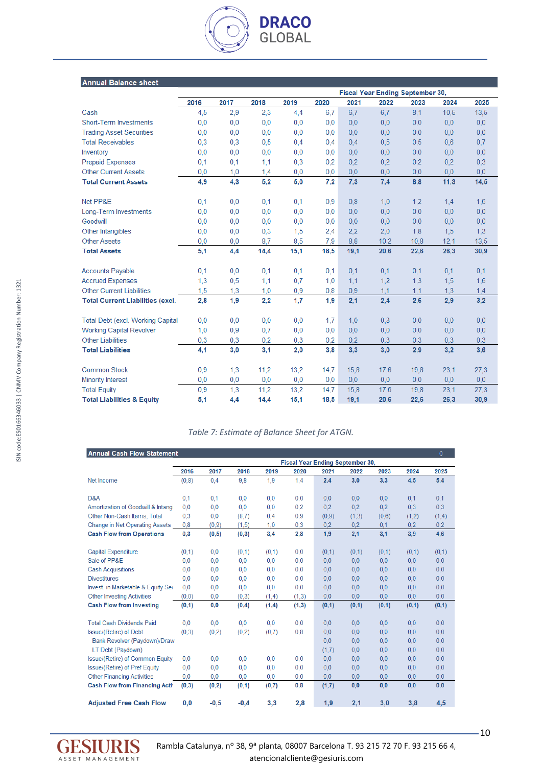| Annual Balance sheet | | | | | | | | | | |
|---|---|---|---|---|---|---|---|---|---|---|
| | | | | | | Fiscal Year Ending September 30, | | | | |
| | 2016 | 2017 | 2018 | 2019 | 2020 | 2021 | 2022 | 2023 | 2024 | 2025 |
| Cash | 4,5 | 2,9 | 2,3 | 4,4 | 6,7 | 6,7 | 6,7 | 8,1 | 10,5 | 13,5 |
| Short-Term Investments | 0,0 | 0,0 | 0,0 | 0,0 | 0,0 | 0,0 | 0,0 | 0,0 | 0,0 | 0,0 |
| Trading Asset Securities | 0,0 | 0,0 | 0,0 | 0,0 | 0,0 | 0,0 | 0,0 | 0,0 | 0,0 | 0,0 |
| Total Receivables | 0,3 | 0,3 | 0,5 | 0,4 | 0,4 | 0,4 | 0,5 | 0,5 | 0,6 | 0,7 |
| Inventory | 0,0 | 0,0 | 0,0 | 0,0 | 0,0 | 0,0 | 0,0 | 0,0 | 0,0 | 0,0 |
| Prepaid Expenses | 0,1 | 0,1 | 1,1 | 0,3 | 0,2 | 0,2 | 0,2 | 0,2 | 0,2 | 0,3 |
| Other Current Assets | 0,0 | 1,0 | 1,4 | 0,0 | 0,0 | 0,0 | 0,0 | 0,0 | 0,0 | 0,0 |
| **Total Current Assets** | **4,9** | **4,3** | **5,2** | **5,0** | **7,2** | **7,3** | **7,4** | **8,8** | **11,3** | **14,5** |
| | | | | | | | | | | |
| Net PP&E | 0,1 | 0,0 | 0,1 | 0,1 | 0,9 | 0,8 | 1,0 | 1,2 | 1,4 | 1,6 |
| Long-Term Investments | 0,0 | 0,0 | 0,0 | 0,0 | 0,0 | 0,0 | 0,0 | 0,0 | 0,0 | 0,0 |
| Goodwill | 0,0 | 0,0 | 0,0 | 0,0 | 0,0 | 0,0 | 0,0 | 0,0 | 0,0 | 0,0 |
| Other Intangibles | 0,0 | 0,0 | 0,3 | 1,5 | 2,4 | 2,2 | 2,0 | 1,8 | 1,5 | 1,3 |
| Other Assets | 0,0 | 0,0 | 8,7 | 8,5 | 7,9 | 8,8 | 10,2 | 10,8 | 12,1 | 13,5 |
| **Total Assets** | **5,1** | **4,4** | **14,4** | **15,1** | **18,5** | **19,1** | **20,6** | **22,6** | **26,3** | **30,9** |
| | | | | | | | | | | |
| Accounts Payable | 0,1 | 0,0 | 0,1 | 0,1 | 0,1 | 0,1 | 0,1 | 0,1 | 0,1 | 0,1 |
| Accrued Expenses | 1,3 | 0,5 | 1,1 | 0,7 | 1,0 | 1,1 | 1,2 | 1,3 | 1,5 | 1,6 |
| Other Current Liabilities | 1,5 | 1,3 | 1,0 | 0,9 | 0,8 | 0,9 | 1,1 | 1,1 | 1,3 | 1,4 |
| **Total Current Liabilities (excl.** | **2,8** | **1,9** | **2,2** | **1,7** | **1,9** | **2,1** | **2,4** | **2,6** | **2,9** | **3,2** |
| | | | | | | | | | | |
| Total Debt (excl. Working Capital | 0,0 | 0,0 | 0,0 | 0,0 | 1,7 | 1,0 | 0,3 | 0,0 | 0,0 | 0,0 |
| Working Capital Revolver | 1,0 | 0,9 | 0,7 | 0,0 | 0,0 | 0,0 | 0,0 | 0,0 | 0,0 | 0,0 |
| Other Liabilities | 0,3 | 0,3 | 0,2 | 0,3 | 0,2 | 0,2 | 0,3 | 0,3 | 0,3 | 0,3 |
| **Total Liabilities** | **4,1** | **3,0** | **3,1** | **2,0** | **3,8** | **3,3** | **3,0** | **2,9** | **3,2** | **3,6** |
| | | | | | | | | | | |
| Common Stock | 0,9 | 1,3 | 11,2 | 13,2 | 14,7 | 15,8 | 17,6 | 19,8 | 23,1 | 27,3 |
| Minority Interest | 0,0 | 0,0 | 0,0 | 0,0 | 0,0 | 0,0 | 0,0 | 0,0 | 0,0 | 0,0 |
| Total Equity | 0,9 | 1,3 | 11,2 | 13,2 | 14,7 | 15,8 | 17,6 | 19,8 | 23,1 | 27,3 |
| **Total Liabilities & Equity** | **5,1** | **4,4** | **14,4** | **15,1** | **18,5** | **19,1** | **20,6** | **22,6** | **26,3** | **30,9** |

*Table 7: Estimate of Balance Sheet for ATGN.*

| Annual Cash Flow Statement | | | | | | | | | | 0 |
|---|---|---|---|---|---|---|---|---|---|---|
| | | | | | | Fiscal Year Ending September 30, | | | | |
| | 2016 | 2017 | 2018 | 2019 | 2020 | 2021 | 2022 | 2023 | 2024 | 2025 |
| Net Income | (0,8) | 0,4 | 9,8 | 1,9 | 1,4 | **2,4** | **3,0** | **3,3** | **4,5** | **5,4** |
| | | | | | | | | | | |
| D&A | 0,1 | 0,1 | 0,0 | 0,0 | 0,0 | 0,0 | 0,0 | 0,0 | 0,1 | 0,1 |
| Amortization of Goodwill & Intang | 0,0 | 0,0 | 0,0 | 0,0 | 0,2 | 0,2 | 0,2 | 0,2 | 0,3 | 0,3 |
| Other Non-Cash Items, Total | 0,3 | 0,0 | (8,7) | 0,4 | 0,9 | (0,9) | (1,3) | (0,6) | (1,2) | (1,4) |
| Change in Net Operating Assets | 0,8 | (0,9) | (1,5) | 1,0 | 0,3 | 0,2 | 0,2 | 0,1 | 0,2 | 0,2 |
| **Cash Flow from Operations** | **0,3** | **(0,5)** | **(0,3)** | **3,4** | **2,8** | **1,9** | **2,1** | **3,1** | **3,9** | **4,6** |
| | | | | | | | | | | |
| Capital Expenditure | (0,1) | 0,0 | (0,1) | (0,1) | 0,0 | (0,1) | (0,1) | (0,1) | (0,1) | (0,1) |
| Sale of PP&E | 0,0 | 0,0 | 0,0 | 0,0 | 0,0 | 0,0 | 0,0 | 0,0 | 0,0 | 0,0 |
| Cash Acquisitions | 0,0 | 0,0 | 0,0 | 0,0 | 0,0 | 0,0 | 0,0 | 0,0 | 0,0 | 0,0 |
| Divestitures | 0,0 | 0,0 | 0,0 | 0,0 | 0,0 | 0,0 | 0,0 | 0,0 | 0,0 | 0,0 |
| Invest. in Marketable & Equity Se | 0,0 | 0,0 | 0,0 | 0,0 | 0,0 | 0,0 | 0,0 | 0,0 | 0,0 | 0,0 |
| Other Investing Activities | (0,0) | 0,0 | (0,3) | (1,4) | (1,3) | 0,0 | 0,0 | 0,0 | 0,0 | 0,0 |
| **Cash Flow from Investing** | **(0,1)** | **0,0** | **(0,4)** | **(1,4)** | **(1,3)** | **(0,1)** | **(0,1)** | **(0,1)** | **(0,1)** | **(0,1)** |
| | | | | | | | | | | |
| Total Cash Dividends Paid | 0,0 | 0,0 | 0,0 | 0,0 | 0,0 | 0,0 | 0,0 | 0,0 | 0,0 | 0,0 |
| Issue/(Retire) of Debt | (0,3) | (0,2) | (0,2) | (0,7) | 0,8 | 0,0 | 0,0 | 0,0 | 0,0 | 0,0 |
| Bank Revolver (Paydown)/Draw | | | | | | 0,0 | 0,0 | 0,0 | 0,0 | 0,0 |
| LT Debt (Paydown) | | | | | | (1,7) | 0,0 | 0,0 | 0,0 | 0,0 |
| Issue/(Retire) of Common Equity | 0,0 | 0,0 | 0,0 | 0,0 | 0,0 | 0,0 | 0,0 | 0,0 | 0,0 | 0,0 |
| Issue/(Retire) of Pref Equity | 0,0 | 0,0 | 0,0 | 0,0 | 0,0 | 0,0 | 0,0 | 0,0 | 0,0 | 0,0 |
| Other Financing Activities | 0,0 | 0,0 | 0,0 | 0,0 | 0,0 | 0,0 | 0,0 | 0,0 | 0,0 | 0,0 |
| **Cash Flow from Financing Acti** | **(0,3)** | **(0,2)** | **(0,1)** | **(0,7)** | **0,8** | **(1,7)** | **0,0** | **0,0** | **0,0** | **0,0** |
| | | | | | | | | | | |
| **Adjusted Free Cash Flow** | **0,0** | **-0,5** | **-0,4** | **3,3** | **2,8** | **1,9** | **2,1** | **3,0** | **3,8** | **4,5** |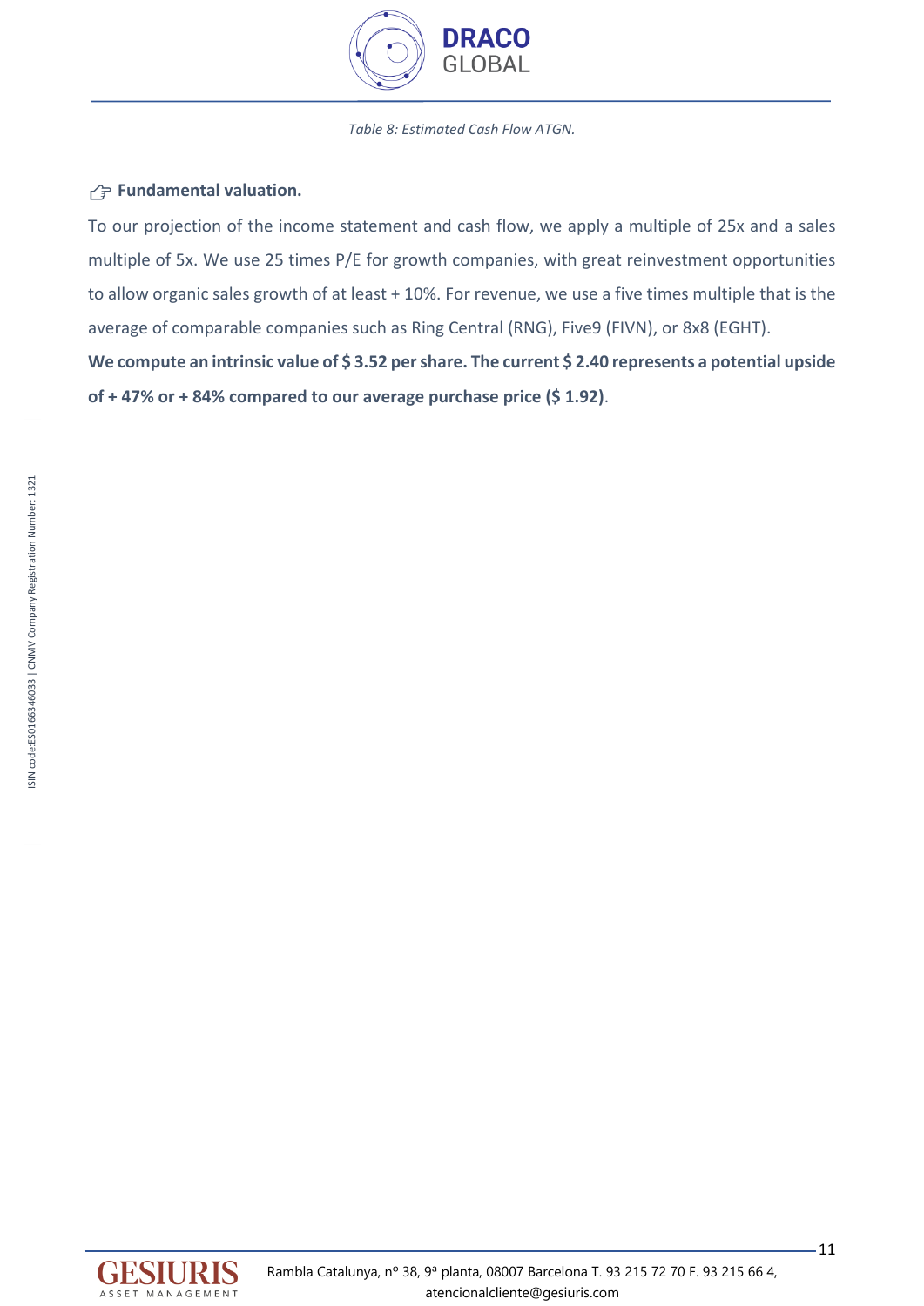*Table 8: Estimated Cash Flow ATGN.*

### ☞ Fundamental valuation.

To our projection of the income statement and cash flow, we apply a multiple of 25x and a sales multiple of 5x. We use 25 times P/E for growth companies, with great reinvestment opportunities to allow organic sales growth of at least + 10%. For revenue, we use a five times multiple that is the average of comparable companies such as Ring Central (RNG), Five9 (FIVN), or 8x8 (EGHT).

**We compute an intrinsic value of $ 3.52 per share. The current $ 2.40 represents a potential upside of + 47% or + 84% compared to our average purchase price ($ 1.92)**.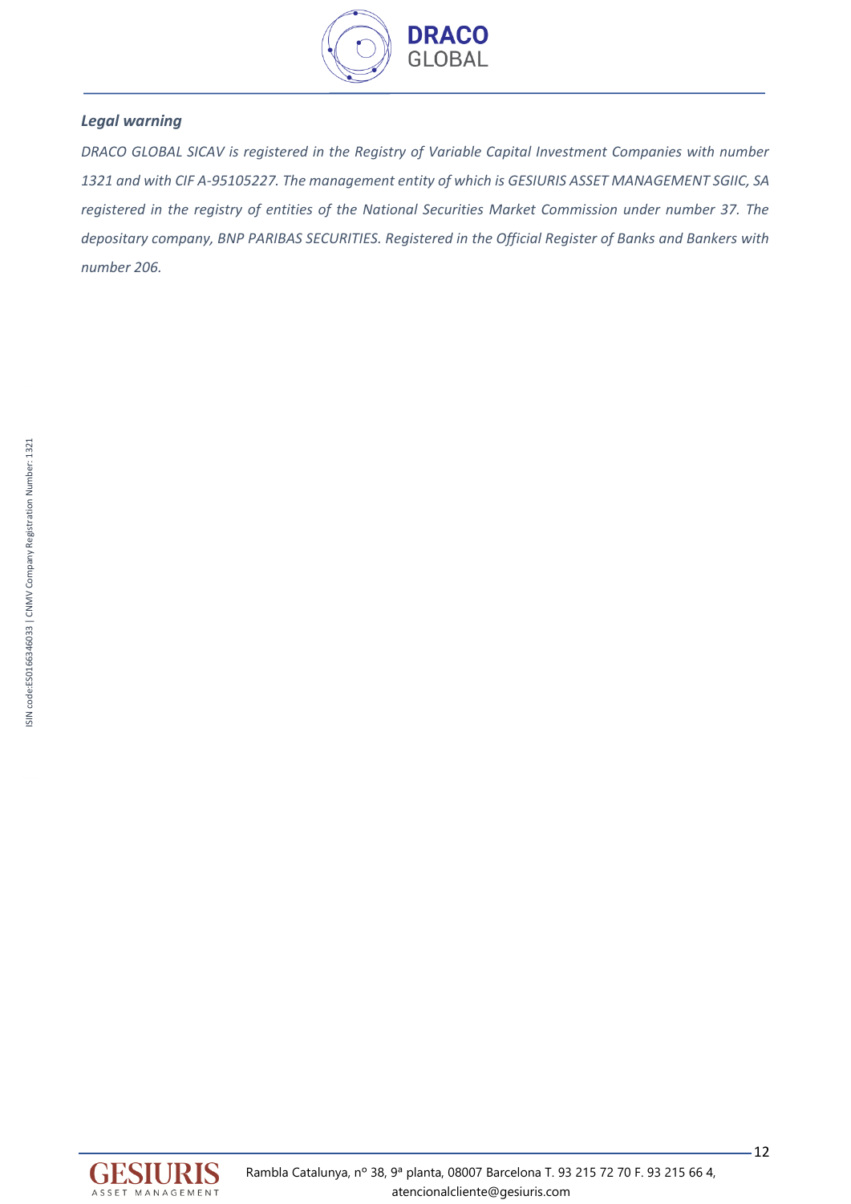### *Legal warning*

*DRACO GLOBAL SICAV is registered in the Registry of Variable Capital Investment Companies with number 1321 and with CIF A-95105227. The management entity of which is GESIURIS ASSET MANAGEMENT SGIIC, SA registered in the registry of entities of the National Securities Market Commission under number 37. The depositary company, BNP PARIBAS SECURITIES. Registered in the Official Register of Banks and Bankers with number 206.*